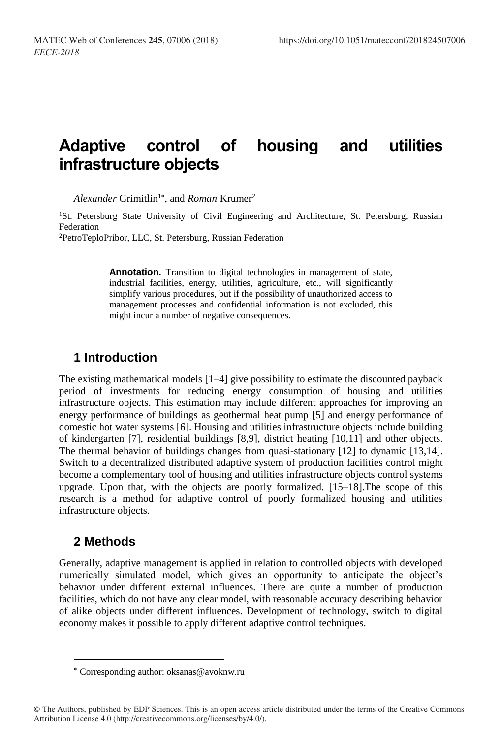# Adaptive control of housing and utilities infrastructure objects

*Alexander* Grimitlin[1*], and *Roman* Krumer[2]

[1]St. Petersburg State University of Civil Engineering and Architecture, St. Petersburg, Russian Federation

[2]PetroTeploPribor, LLC, St. Petersburg, Russian Federation

> **Annotation.** Transition to digital technologies in management of state, industrial facilities, energy, utilities, agriculture, etc., will significantly simplify various procedures, but if the possibility of unauthorized access to management processes and confidential information is not excluded, this might incur a number of negative consequences.

## 1 Introduction

The existing mathematical models [1–4] give possibility to estimate the discounted payback period of investments for reducing energy consumption of housing and utilities infrastructure objects. This estimation may include different approaches for improving an energy performance of buildings as geothermal heat pump [5] and energy performance of domestic hot water systems [6]. Housing and utilities infrastructure objects include building of kindergarten [7], residential buildings [8,9], district heating [10,11] and other objects. The thermal behavior of buildings changes from quasi-stationary [12] to dynamic [13,14]. Switch to a decentralized distributed adaptive system of production facilities control might become a complementary tool of housing and utilities infrastructure objects control systems upgrade. Upon that, with the objects are poorly formalized. [15–18].The scope of this research is a method for adaptive control of poorly formalized housing and utilities infrastructure objects.

## 2 Methods

Generally, adaptive management is applied in relation to controlled objects with developed numerically simulated model, which gives an opportunity to anticipate the object's behavior under different external influences. There are quite a number of production facilities, which do not have any clear model, with reasonable accuracy describing behavior of alike objects under different influences. Development of technology, switch to digital economy makes it possible to apply different adaptive control techniques.

* Corresponding author: oksanas@avoknw.ru

© The Authors, published by EDP Sciences. This is an open access article distributed under the terms of the Creative Commons Attribution License 4.0 (http://creativecommons.org/licenses/by/4.0/).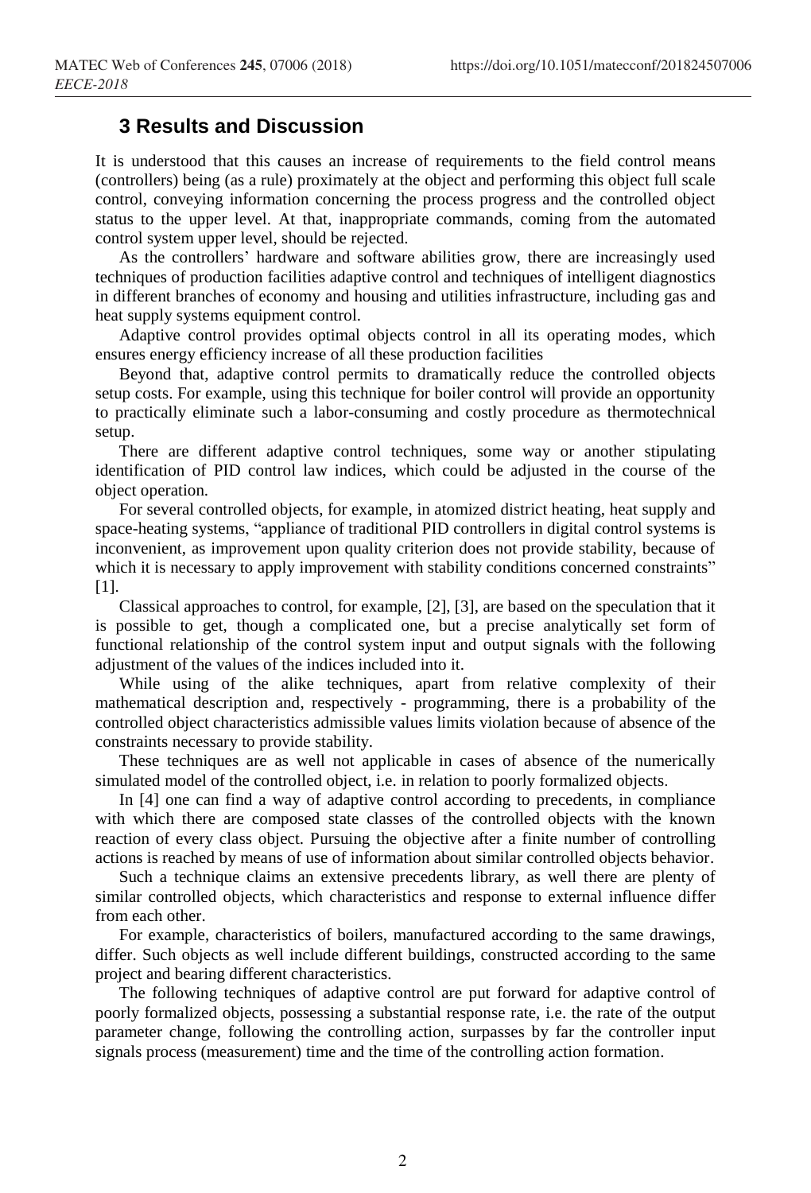## 3 Results and Discussion

It is understood that this causes an increase of requirements to the field control means (controllers) being (as a rule) proximately at the object and performing this object full scale control, conveying information concerning the process progress and the controlled object status to the upper level. At that, inappropriate commands, coming from the automated control system upper level, should be rejected.

As the controllers' hardware and software abilities grow, there are increasingly used techniques of production facilities adaptive control and techniques of intelligent diagnostics in different branches of economy and housing and utilities infrastructure, including gas and heat supply systems equipment control.

Adaptive control provides optimal objects control in all its operating modes, which ensures energy efficiency increase of all these production facilities

Beyond that, adaptive control permits to dramatically reduce the controlled objects setup costs. For example, using this technique for boiler control will provide an opportunity to practically eliminate such a labor-consuming and costly procedure as thermotechnical setup.

There are different adaptive control techniques, some way or another stipulating identification of PID control law indices, which could be adjusted in the course of the object operation.

For several controlled objects, for example, in atomized district heating, heat supply and space-heating systems, "appliance of traditional PID controllers in digital control systems is inconvenient, as improvement upon quality criterion does not provide stability, because of which it is necessary to apply improvement with stability conditions concerned constraints" [1].

Classical approaches to control, for example, [2], [3], are based on the speculation that it is possible to get, though a complicated one, but a precise analytically set form of functional relationship of the control system input and output signals with the following adjustment of the values of the indices included into it.

While using of the alike techniques, apart from relative complexity of their mathematical description and, respectively - programming, there is a probability of the controlled object characteristics admissible values limits violation because of absence of the constraints necessary to provide stability.

These techniques are as well not applicable in cases of absence of the numerically simulated model of the controlled object, i.e. in relation to poorly formalized objects.

In [4] one can find a way of adaptive control according to precedents, in compliance with which there are composed state classes of the controlled objects with the known reaction of every class object. Pursuing the objective after a finite number of controlling actions is reached by means of use of information about similar controlled objects behavior.

Such a technique claims an extensive precedents library, as well there are plenty of similar controlled objects, which characteristics and response to external influence differ from each other.

For example, characteristics of boilers, manufactured according to the same drawings, differ. Such objects as well include different buildings, constructed according to the same project and bearing different characteristics.

The following techniques of adaptive control are put forward for adaptive control of poorly formalized objects, possessing a substantial response rate, i.e. the rate of the output parameter change, following the controlling action, surpasses by far the controller input signals process (measurement) time and the time of the controlling action formation.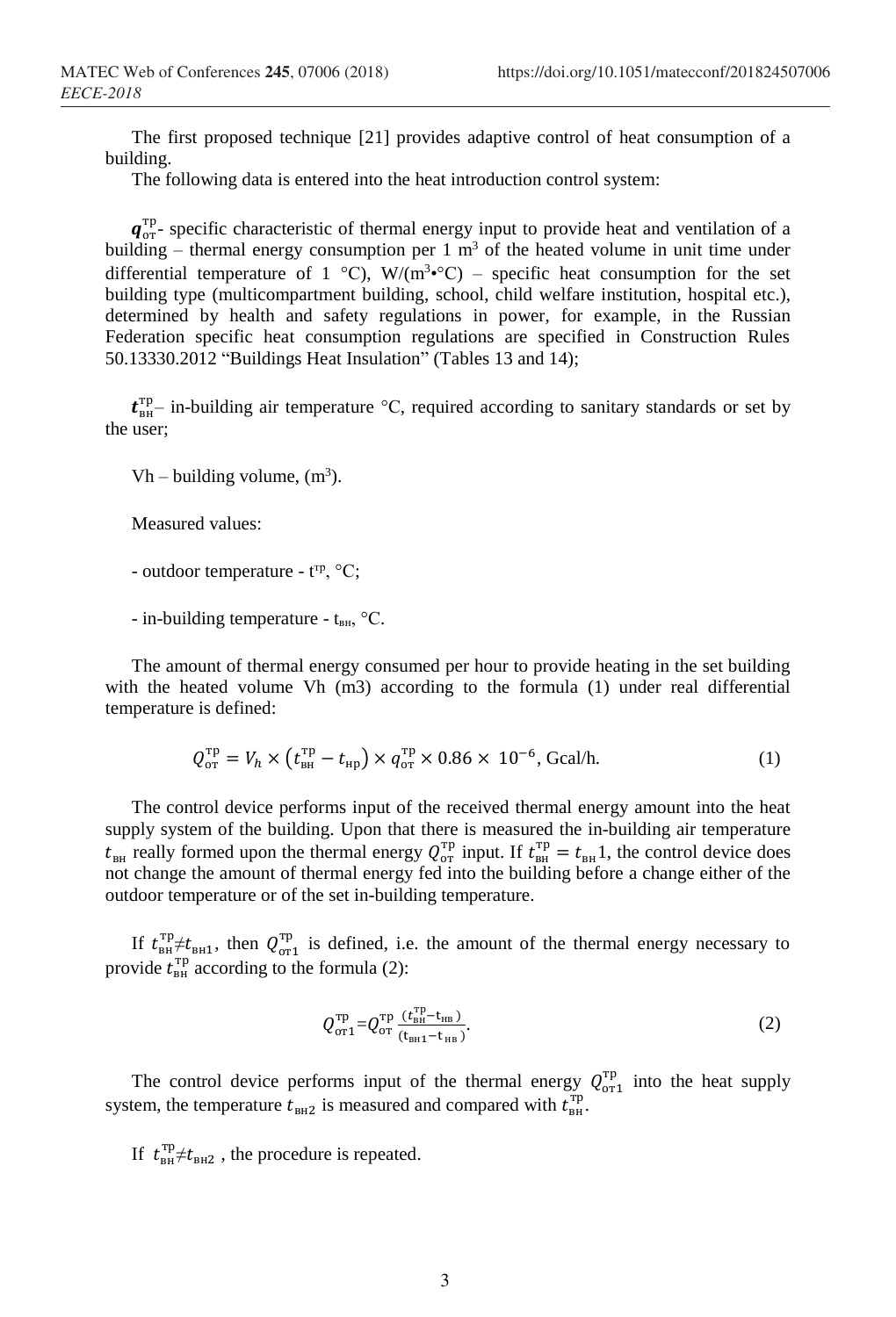The first proposed technique [21] provides adaptive control of heat consumption of a building.

The following data is entered into the heat introduction control system:

$\boldsymbol{q}_{\text{от}}^{\text{тр}}$- specific characteristic of thermal energy input to provide heat and ventilation of a building – thermal energy consumption per 1 m$^3$ of the heated volume in unit time under differential temperature of 1 °C), W/(m$^3$•°C) – specific heat consumption for the set building type (multicompartment building, school, child welfare institution, hospital etc.), determined by health and safety regulations in power, for example, in the Russian Federation specific heat consumption regulations are specified in Construction Rules 50.13330.2012 "Buildings Heat Insulation" (Tables 13 and 14);

$\boldsymbol{t}_{\text{вн}}^{\text{тр}}$– in-building air temperature °C, required according to sanitary standards or set by the user;

Vh – building volume, (m$^3$).

Measured values:

- outdoor temperature - $t^{\text{тр}}$, °C;

- in-building temperature - $t_{\text{вн}}$, °C.

The amount of thermal energy consumed per hour to provide heating in the set building with the heated volume Vh (m3) according to the formula (1) under real differential temperature is defined:

$$Q_{\text{от}}^{\text{тр}} = V_h \times \left(t_{\text{вн}}^{\text{тр}} - t_{\text{нр}}\right) \times q_{\text{от}}^{\text{тр}} \times 0.86 \times 10^{-6}, \text{Gcal/h.} \tag{1}$$

The control device performs input of the received thermal energy amount into the heat supply system of the building. Upon that there is measured the in-building air temperature $t_{\text{вн}}$ really formed upon the thermal energy $Q_{\text{от}}^{\text{тр}}$ input. If $t_{\text{вн}}^{\text{тр}} = t_{\text{вн}}1$, the control device does not change the amount of thermal energy fed into the building before a change either of the outdoor temperature or of the set in-building temperature.

If $t_{\text{вн}}^{\text{тр}} \neq t_{\text{вн}1}$, then $Q_{\text{от}1}^{\text{тр}}$ is defined, i.e. the amount of the thermal energy necessary to provide $t_{\text{вн}}^{\text{тр}}$ according to the formula (2):

$$Q_{\text{от}1}^{\text{тр}} = Q_{\text{от}}^{\text{тр}} \frac{(t_{\text{вн}}^{\text{тр}} - t_{\text{нв}})}{(t_{\text{вн}1} - t_{\text{нв}})}. \tag{2}$$

The control device performs input of the thermal energy $Q_{\text{от}1}^{\text{тр}}$ into the heat supply system, the temperature $t_{\text{вн}2}$ is measured and compared with $t_{\text{вн}}^{\text{тр}}$.

If $t_{\text{вн}}^{\text{тр}} \neq t_{\text{вн}2}$ , the procedure is repeated.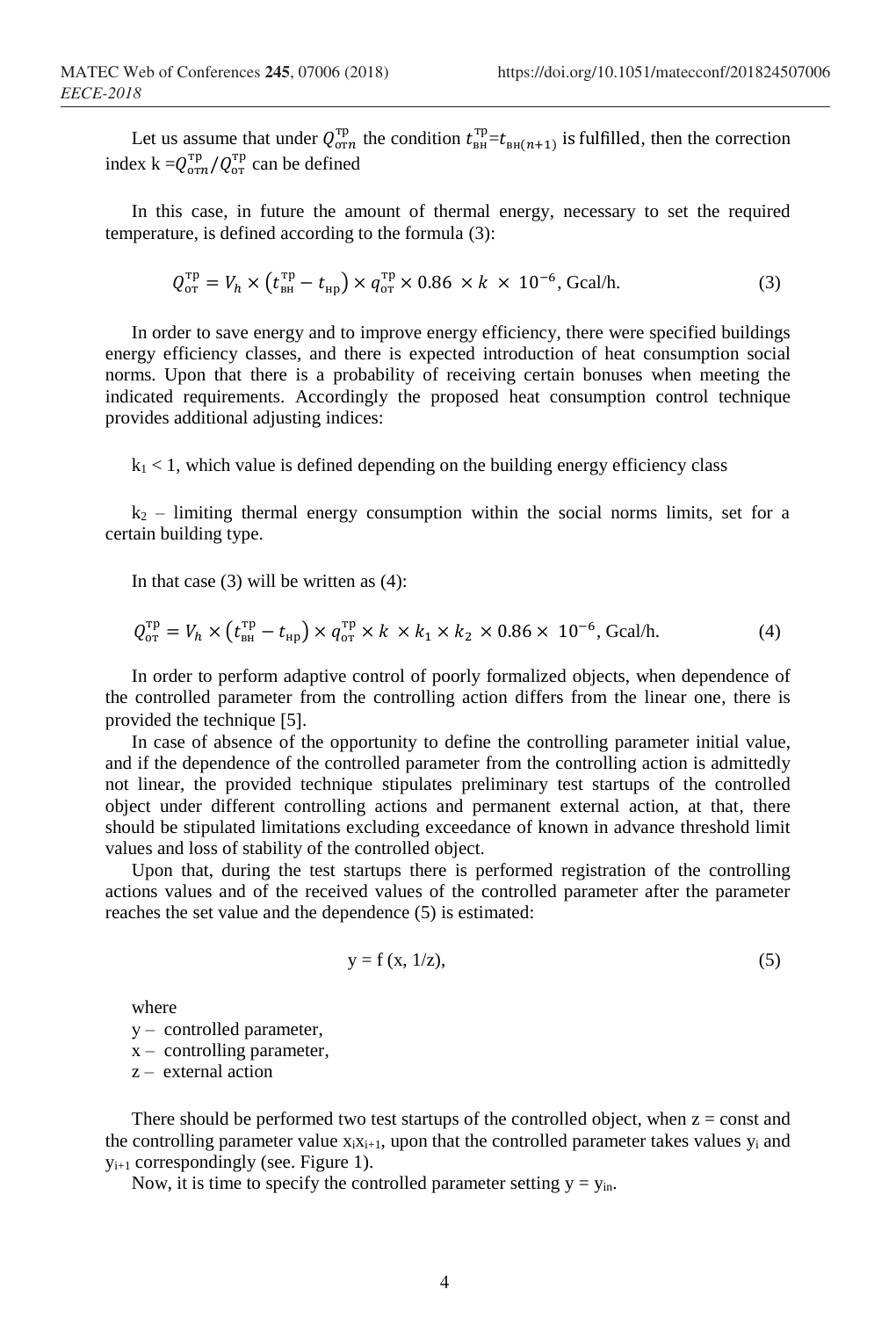Let us assume that under $Q_{\text{отn}}^{\text{тр}}$ the condition $t_{\text{вн}}^{\text{тр}}$=$t_{\text{вн}(n+1)}$ is fulfilled, then the correction index k =$Q_{\text{отn}}^{\text{тр}}/Q_{\text{от}}^{\text{тр}}$ can be defined

In this case, in future the amount of thermal energy, necessary to set the required temperature, is defined according to the formula (3):

$$Q_{\text{от}}^{\text{тр}} = V_h \times \left(t_{\text{вн}}^{\text{тр}} - t_{\text{нр}}\right) \times q_{\text{от}}^{\text{тр}} \times 0.86 \times k \times 10^{-6}, \text{Gcal/h.} \tag{3}$$

In order to save energy and to improve energy efficiency, there were specified buildings energy efficiency classes, and there is expected introduction of heat consumption social norms. Upon that there is a probability of receiving certain bonuses when meeting the indicated requirements. Accordingly the proposed heat consumption control technique provides additional adjusting indices:

$k_1 < 1$, which value is defined depending on the building energy efficiency class

$k_2$ – limiting thermal energy consumption within the social norms limits, set for a certain building type.

In that case (3) will be written as (4):

$$Q_{\text{от}}^{\text{тр}} = V_h \times \left(t_{\text{вн}}^{\text{тр}} - t_{\text{нр}}\right) \times q_{\text{от}}^{\text{тр}} \times k \times k_1 \times k_2 \times 0.86 \times 10^{-6}, \text{Gcal/h.} \tag{4}$$

In order to perform adaptive control of poorly formalized objects, when dependence of the controlled parameter from the controlling action differs from the linear one, there is provided the technique [5].

In case of absence of the opportunity to define the controlling parameter initial value, and if the dependence of the controlled parameter from the controlling action is admittedly not linear, the provided technique stipulates preliminary test startups of the controlled object under different controlling actions and permanent external action, at that, there should be stipulated limitations excluding exceedance of known in advance threshold limit values and loss of stability of the controlled object.

Upon that, during the test startups there is performed registration of the controlling actions values and of the received values of the controlled parameter after the parameter reaches the set value and the dependence (5) is estimated:

$$y = f\,(x, 1/z), \tag{5}$$

where

y – controlled parameter,

x – controlling parameter,

z – external action

There should be performed two test startups of the controlled object, when z = const and the controlling parameter value $x_i x_{i+1}$, upon that the controlled parameter takes values $y_i$ and $y_{i+1}$ correspondingly (see. Figure 1).

Now, it is time to specify the controlled parameter setting $y = y_{in}$.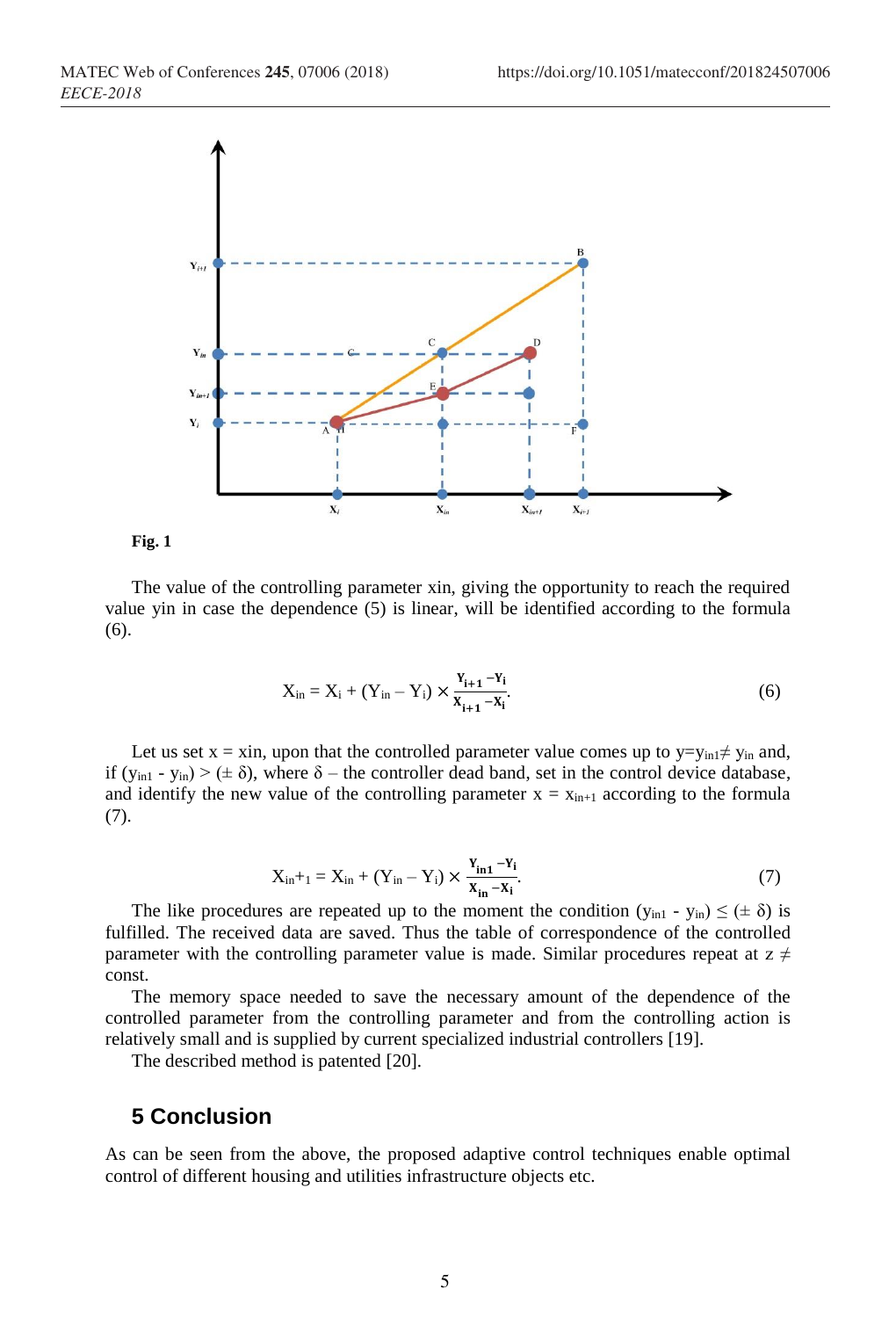**Fig. 1**

The value of the controlling parameter xin, giving the opportunity to reach the required value yin in case the dependence (5) is linear, will be identified according to the formula (6).

$$X_{in} = X_i + (Y_{in} - Y_i) \times \frac{Y_{i+1} - Y_i}{X_{i+1} - X_i}. \tag{6}$$

Let us set $x = x_{in}$, upon that the controlled parameter value comes up to $y = y_{in1} \neq y_{in}$ and, if $(y_{in1} - y_{in}) > (\pm\ \delta)$, where $\delta$ – the controller dead band, set in the control device database, and identify the new value of the controlling parameter $x = x_{in+1}$ according to the formula (7).

$$X_{in}+_1 = X_{in} + (Y_{in} - Y_i) \times \frac{Y_{in1} - Y_i}{X_{in} - X_i}. \tag{7}$$

The like procedures are repeated up to the moment the condition $(y_{in1} - y_{in}) \leq (\pm\ \delta)$ is fulfilled. The received data are saved. Thus the table of correspondence of the controlled parameter with the controlling parameter value is made. Similar procedures repeat at $z \neq$ const.

The memory space needed to save the necessary amount of the dependence of the controlled parameter from the controlling parameter and from the controlling action is relatively small and is supplied by current specialized industrial controllers [19].

The described method is patented [20].

## 5 Conclusion

As can be seen from the above, the proposed adaptive control techniques enable optimal control of different housing and utilities infrastructure objects etc.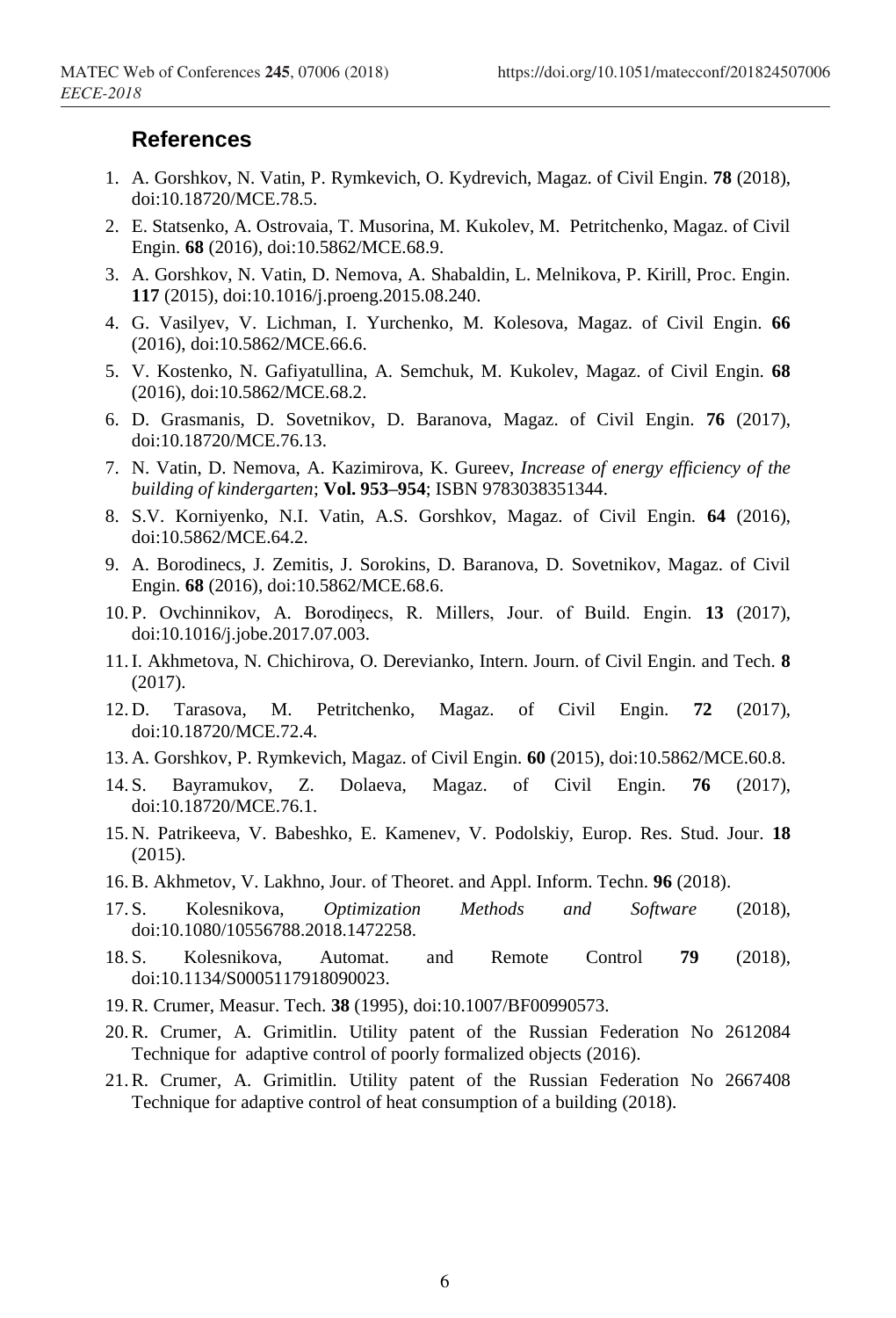## References

1. A. Gorshkov, N. Vatin, P. Rymkevich, O. Kydrevich, Magaz. of Civil Engin. **78** (2018), doi:10.18720/MCE.78.5.
2. E. Statsenko, A. Ostrovaia, T. Musorina, M. Kukolev, M. Petritchenko, Magaz. of Civil Engin. **68** (2016), doi:10.5862/MCE.68.9.
3. A. Gorshkov, N. Vatin, D. Nemova, A. Shabaldin, L. Melnikova, P. Kirill, Proc. Engin. **117** (2015), doi:10.1016/j.proeng.2015.08.240.
4. G. Vasilyev, V. Lichman, I. Yurchenko, M. Kolesova, Magaz. of Civil Engin. **66** (2016), doi:10.5862/MCE.66.6.
5. V. Kostenko, N. Gafiyatullina, A. Semchuk, M. Kukolev, Magaz. of Civil Engin. **68** (2016), doi:10.5862/MCE.68.2.
6. D. Grasmanis, D. Sovetnikov, D. Baranova, Magaz. of Civil Engin. **76** (2017), doi:10.18720/MCE.76.13.
7. N. Vatin, D. Nemova, A. Kazimirova, K. Gureev, *Increase of energy efficiency of the building of kindergarten*; **Vol. 953–954**; ISBN 9783038351344.
8. S.V. Korniyenko, N.I. Vatin, A.S. Gorshkov, Magaz. of Civil Engin. **64** (2016), doi:10.5862/MCE.64.2.
9. A. Borodinecs, J. Zemitis, J. Sorokins, D. Baranova, D. Sovetnikov, Magaz. of Civil Engin. **68** (2016), doi:10.5862/MCE.68.6.
10. P. Ovchinnikov, A. Borodiņecs, R. Millers, Jour. of Build. Engin. **13** (2017), doi:10.1016/j.jobe.2017.07.003.
11. I. Akhmetova, N. Chichirova, O. Derevianko, Intern. Journ. of Civil Engin. and Tech. **8** (2017).
12. D. Tarasova, M. Petritchenko, Magaz. of Civil Engin. **72** (2017), doi:10.18720/MCE.72.4.
13. A. Gorshkov, P. Rymkevich, Magaz. of Civil Engin. **60** (2015), doi:10.5862/MCE.60.8.
14. S. Bayramukov, Z. Dolaeva, Magaz. of Civil Engin. **76** (2017), doi:10.18720/MCE.76.1.
15. N. Patrikeeva, V. Babeshko, E. Kamenev, V. Podolskiy, Europ. Res. Stud. Jour. **18** (2015).
16. B. Akhmetov, V. Lakhno, Jour. of Theoret. and Appl. Inform. Techn. **96** (2018).
17. S. Kolesnikova, *Optimization Methods and Software* (2018), doi:10.1080/10556788.2018.1472258.
18. S. Kolesnikova, Automat. and Remote Control **79** (2018), doi:10.1134/S0005117918090023.
19. R. Crumer, Measur. Tech. **38** (1995), doi:10.1007/BF00990573.
20. R. Crumer, A. Grimitlin. Utility patent of the Russian Federation No 2612084 Technique for adaptive control of poorly formalized objects (2016).
21. R. Crumer, A. Grimitlin. Utility patent of the Russian Federation No 2667408 Technique for adaptive control of heat consumption of a building (2018).